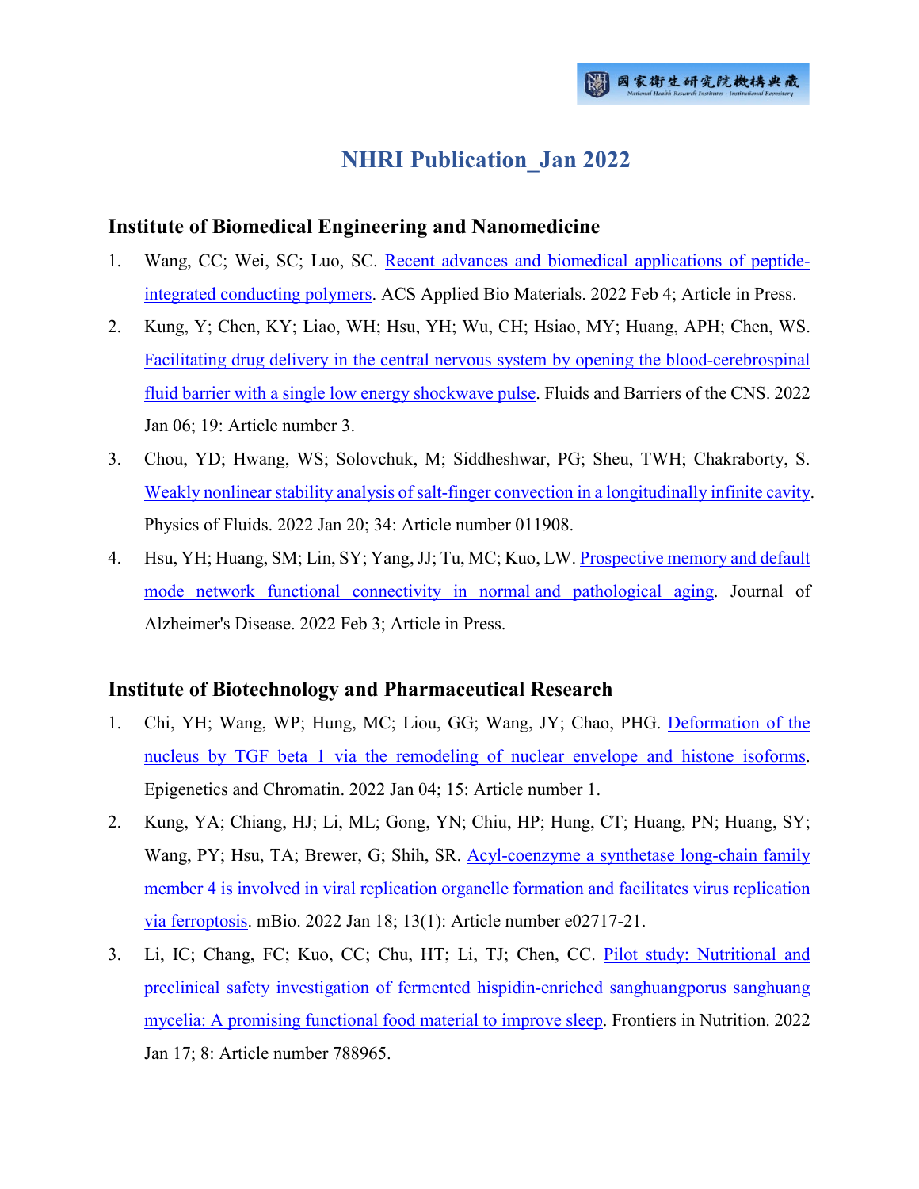# NHRI Publication_Jan 2022

## Institute of Biomedical Engineering and Nanomedicine

1. Wang, CC; Wei, SC; Luo, SC. Recent advances and biomedical applications of peptide-integrated conducting polymers. ACS Applied Bio Materials. 2022 Feb 4; Article in Press.
2. Kung, Y; Chen, KY; Liao, WH; Hsu, YH; Wu, CH; Hsiao, MY; Huang, APH; Chen, WS. Facilitating drug delivery in the central nervous system by opening the blood-cerebrospinal fluid barrier with a single low energy shockwave pulse. Fluids and Barriers of the CNS. 2022 Jan 06; 19: Article number 3.
3. Chou, YD; Hwang, WS; Solovchuk, M; Siddheshwar, PG; Sheu, TWH; Chakraborty, S. Weakly nonlinear stability analysis of salt-finger convection in a longitudinally infinite cavity. Physics of Fluids. 2022 Jan 20; 34: Article number 011908.
4. Hsu, YH; Huang, SM; Lin, SY; Yang, JJ; Tu, MC; Kuo, LW. Prospective memory and default mode network functional connectivity in normal and pathological aging. Journal of Alzheimer's Disease. 2022 Feb 3; Article in Press.

## Institute of Biotechnology and Pharmaceutical Research

1. Chi, YH; Wang, WP; Hung, MC; Liou, GG; Wang, JY; Chao, PHG. Deformation of the nucleus by TGF beta 1 via the remodeling of nuclear envelope and histone isoforms. Epigenetics and Chromatin. 2022 Jan 04; 15: Article number 1.
2. Kung, YA; Chiang, HJ; Li, ML; Gong, YN; Chiu, HP; Hung, CT; Huang, PN; Huang, SY; Wang, PY; Hsu, TA; Brewer, G; Shih, SR. Acyl-coenzyme a synthetase long-chain family member 4 is involved in viral replication organelle formation and facilitates virus replication via ferroptosis. mBio. 2022 Jan 18; 13(1): Article number e02717-21.
3. Li, IC; Chang, FC; Kuo, CC; Chu, HT; Li, TJ; Chen, CC. Pilot study: Nutritional and preclinical safety investigation of fermented hispidin-enriched sanghuangporus sanghuang mycelia: A promising functional food material to improve sleep. Frontiers in Nutrition. 2022 Jan 17; 8: Article number 788965.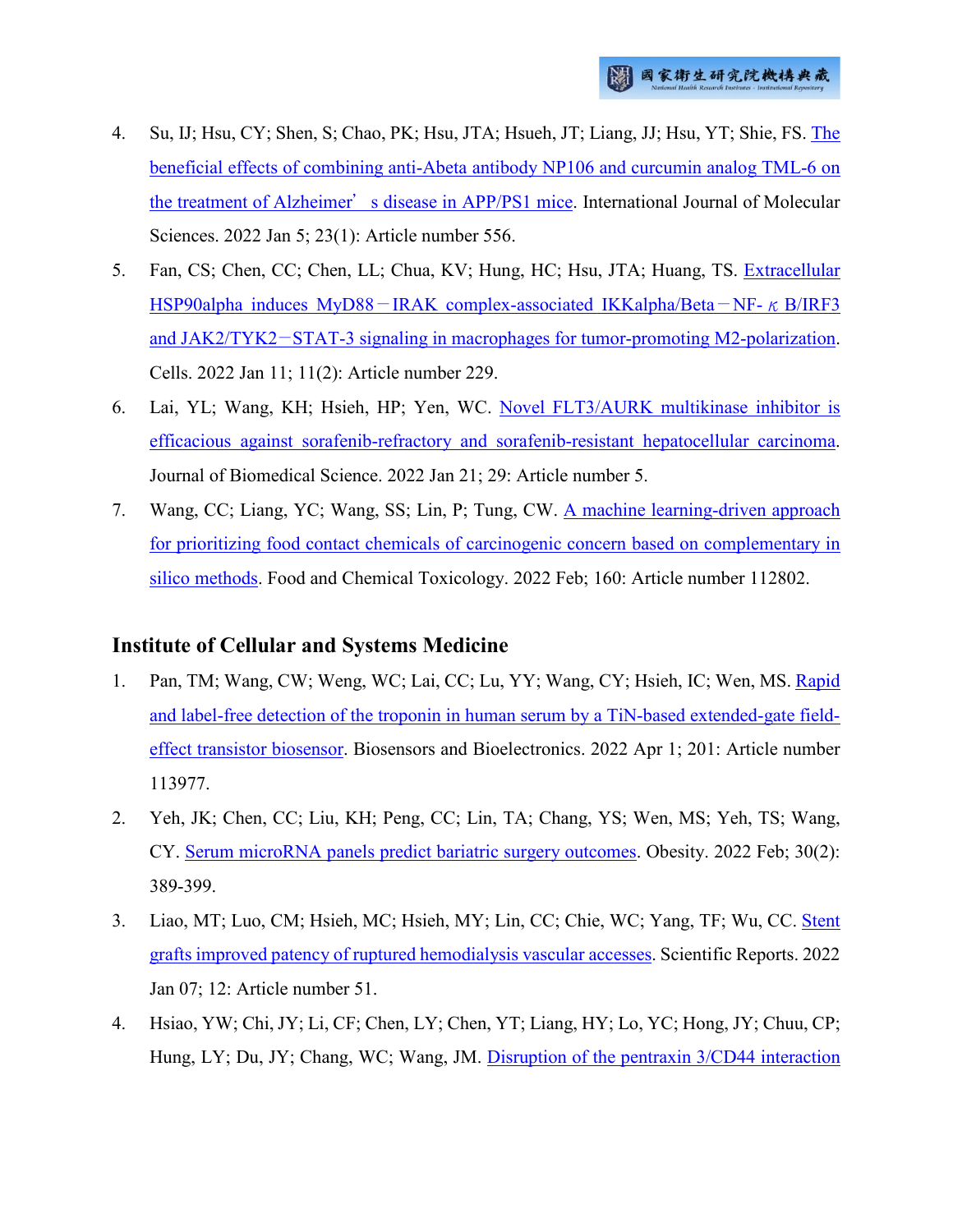4. Su, IJ; Hsu, CY; Shen, S; Chao, PK; Hsu, JTA; Hsueh, JT; Liang, JJ; Hsu, YT; Shie, FS. The beneficial effects of combining anti-Abeta antibody NP106 and curcumin analog TML-6 on the treatment of Alzheimer's disease in APP/PS1 mice. International Journal of Molecular Sciences. 2022 Jan 5; 23(1): Article number 556.
5. Fan, CS; Chen, CC; Chen, LL; Chua, KV; Hung, HC; Hsu, JTA; Huang, TS. Extracellular HSP90alpha induces MyD88－IRAK complex-associated IKKalpha/Beta－NF-κB/IRF3 and JAK2/TYK2－STAT-3 signaling in macrophages for tumor-promoting M2-polarization. Cells. 2022 Jan 11; 11(2): Article number 229.
6. Lai, YL; Wang, KH; Hsieh, HP; Yen, WC. Novel FLT3/AURK multikinase inhibitor is efficacious against sorafenib-refractory and sorafenib-resistant hepatocellular carcinoma. Journal of Biomedical Science. 2022 Jan 21; 29: Article number 5.
7. Wang, CC; Liang, YC; Wang, SS; Lin, P; Tung, CW. A machine learning-driven approach for prioritizing food contact chemicals of carcinogenic concern based on complementary in silico methods. Food and Chemical Toxicology. 2022 Feb; 160: Article number 112802.

## Institute of Cellular and Systems Medicine

1. Pan, TM; Wang, CW; Weng, WC; Lai, CC; Lu, YY; Wang, CY; Hsieh, IC; Wen, MS. Rapid and label-free detection of the troponin in human serum by a TiN-based extended-gate field-effect transistor biosensor. Biosensors and Bioelectronics. 2022 Apr 1; 201: Article number 113977.
2. Yeh, JK; Chen, CC; Liu, KH; Peng, CC; Lin, TA; Chang, YS; Wen, MS; Yeh, TS; Wang, CY. Serum microRNA panels predict bariatric surgery outcomes. Obesity. 2022 Feb; 30(2): 389-399.
3. Liao, MT; Luo, CM; Hsieh, MC; Hsieh, MY; Lin, CC; Chie, WC; Yang, TF; Wu, CC. Stent grafts improved patency of ruptured hemodialysis vascular accesses. Scientific Reports. 2022 Jan 07; 12: Article number 51.
4. Hsiao, YW; Chi, JY; Li, CF; Chen, LY; Chen, YT; Liang, HY; Lo, YC; Hong, JY; Chuu, CP; Hung, LY; Du, JY; Chang, WC; Wang, JM. Disruption of the pentraxin 3/CD44 interaction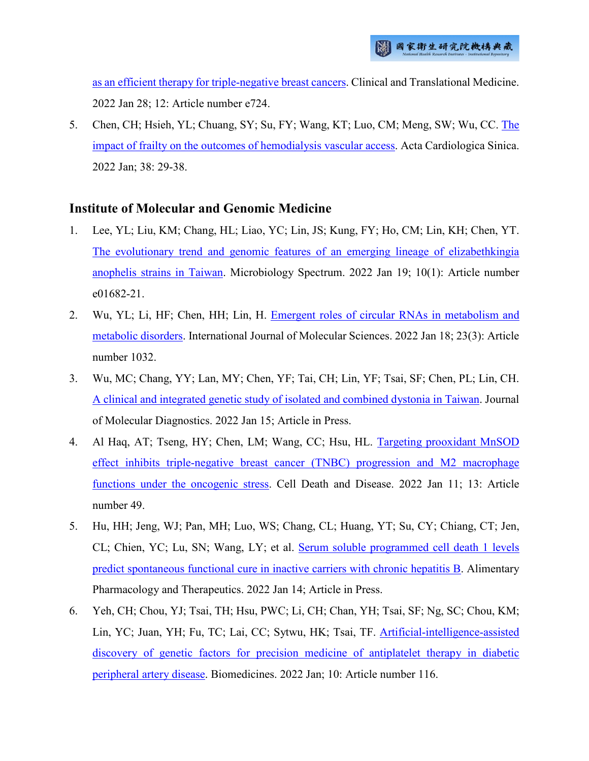as an efficient therapy for triple-negative breast cancers. Clinical and Translational Medicine. 2022 Jan 28; 12: Article number e724.

5. Chen, CH; Hsieh, YL; Chuang, SY; Su, FY; Wang, KT; Luo, CM; Meng, SW; Wu, CC. The impact of frailty on the outcomes of hemodialysis vascular access. Acta Cardiologica Sinica. 2022 Jan; 38: 29-38.

## Institute of Molecular and Genomic Medicine

1. Lee, YL; Liu, KM; Chang, HL; Liao, YC; Lin, JS; Kung, FY; Ho, CM; Lin, KH; Chen, YT. The evolutionary trend and genomic features of an emerging lineage of elizabethkingia anophelis strains in Taiwan. Microbiology Spectrum. 2022 Jan 19; 10(1): Article number e01682-21.
2. Wu, YL; Li, HF; Chen, HH; Lin, H. Emergent roles of circular RNAs in metabolism and metabolic disorders. International Journal of Molecular Sciences. 2022 Jan 18; 23(3): Article number 1032.
3. Wu, MC; Chang, YY; Lan, MY; Chen, YF; Tai, CH; Lin, YF; Tsai, SF; Chen, PL; Lin, CH. A clinical and integrated genetic study of isolated and combined dystonia in Taiwan. Journal of Molecular Diagnostics. 2022 Jan 15; Article in Press.
4. Al Haq, AT; Tseng, HY; Chen, LM; Wang, CC; Hsu, HL. Targeting prooxidant MnSOD effect inhibits triple-negative breast cancer (TNBC) progression and M2 macrophage functions under the oncogenic stress. Cell Death and Disease. 2022 Jan 11; 13: Article number 49.
5. Hu, HH; Jeng, WJ; Pan, MH; Luo, WS; Chang, CL; Huang, YT; Su, CY; Chiang, CT; Jen, CL; Chien, YC; Lu, SN; Wang, LY; et al. Serum soluble programmed cell death 1 levels predict spontaneous functional cure in inactive carriers with chronic hepatitis B. Alimentary Pharmacology and Therapeutics. 2022 Jan 14; Article in Press.
6. Yeh, CH; Chou, YJ; Tsai, TH; Hsu, PWC; Li, CH; Chan, YH; Tsai, SF; Ng, SC; Chou, KM; Lin, YC; Juan, YH; Fu, TC; Lai, CC; Sytwu, HK; Tsai, TF. Artificial-intelligence-assisted discovery of genetic factors for precision medicine of antiplatelet therapy in diabetic peripheral artery disease. Biomedicines. 2022 Jan; 10: Article number 116.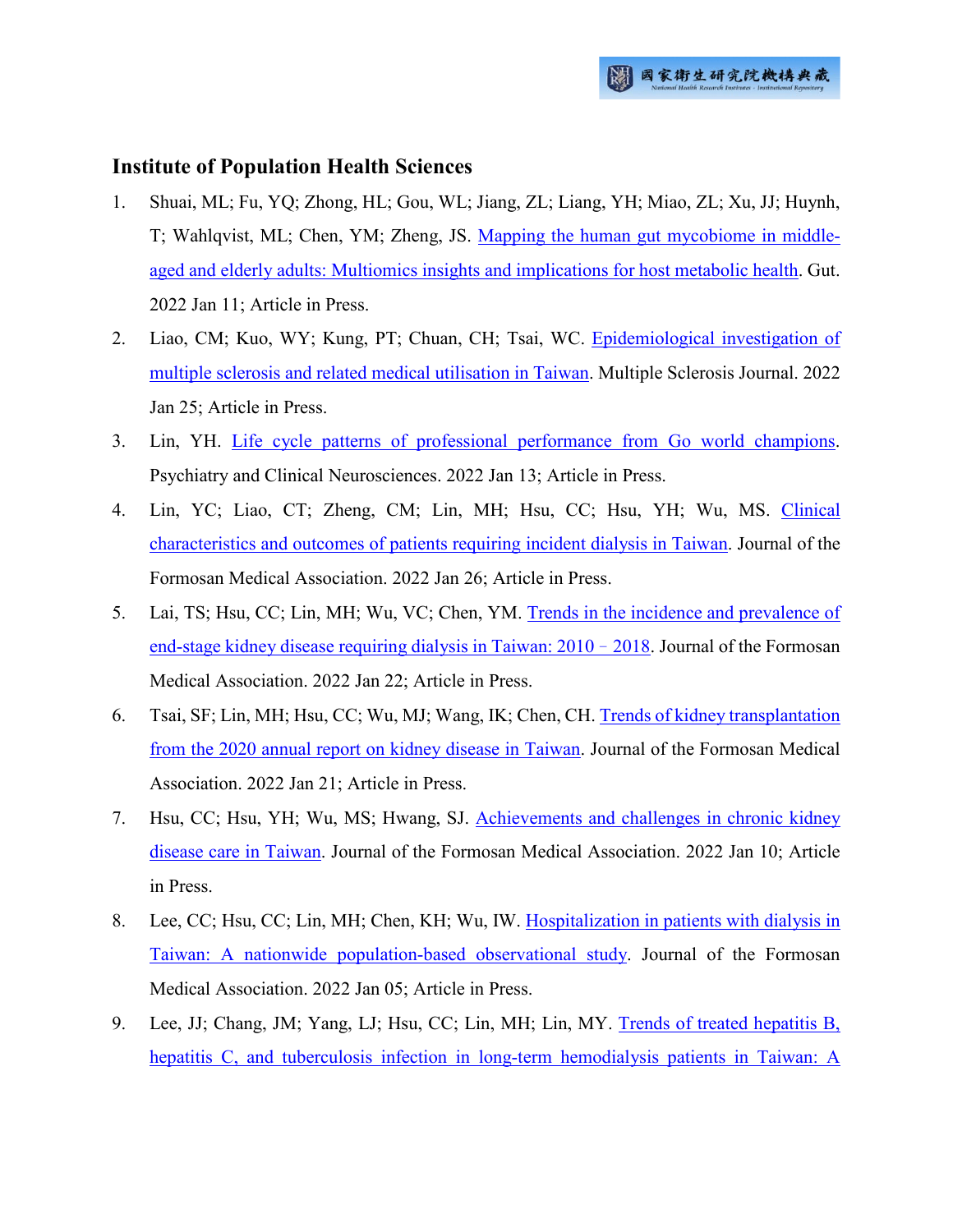## Institute of Population Health Sciences

1. Shuai, ML; Fu, YQ; Zhong, HL; Gou, WL; Jiang, ZL; Liang, YH; Miao, ZL; Xu, JJ; Huynh, T; Wahlqvist, ML; Chen, YM; Zheng, JS. Mapping the human gut mycobiome in middle-aged and elderly adults: Multiomics insights and implications for host metabolic health. Gut. 2022 Jan 11; Article in Press.
2. Liao, CM; Kuo, WY; Kung, PT; Chuan, CH; Tsai, WC. Epidemiological investigation of multiple sclerosis and related medical utilisation in Taiwan. Multiple Sclerosis Journal. 2022 Jan 25; Article in Press.
3. Lin, YH. Life cycle patterns of professional performance from Go world champions. Psychiatry and Clinical Neurosciences. 2022 Jan 13; Article in Press.
4. Lin, YC; Liao, CT; Zheng, CM; Lin, MH; Hsu, CC; Hsu, YH; Wu, MS. Clinical characteristics and outcomes of patients requiring incident dialysis in Taiwan. Journal of the Formosan Medical Association. 2022 Jan 26; Article in Press.
5. Lai, TS; Hsu, CC; Lin, MH; Wu, VC; Chen, YM. Trends in the incidence and prevalence of end-stage kidney disease requiring dialysis in Taiwan: 2010–2018. Journal of the Formosan Medical Association. 2022 Jan 22; Article in Press.
6. Tsai, SF; Lin, MH; Hsu, CC; Wu, MJ; Wang, IK; Chen, CH. Trends of kidney transplantation from the 2020 annual report on kidney disease in Taiwan. Journal of the Formosan Medical Association. 2022 Jan 21; Article in Press.
7. Hsu, CC; Hsu, YH; Wu, MS; Hwang, SJ. Achievements and challenges in chronic kidney disease care in Taiwan. Journal of the Formosan Medical Association. 2022 Jan 10; Article in Press.
8. Lee, CC; Hsu, CC; Lin, MH; Chen, KH; Wu, IW. Hospitalization in patients with dialysis in Taiwan: A nationwide population-based observational study. Journal of the Formosan Medical Association. 2022 Jan 05; Article in Press.
9. Lee, JJ; Chang, JM; Yang, LJ; Hsu, CC; Lin, MH; Lin, MY. Trends of treated hepatitis B, hepatitis C, and tuberculosis infection in long-term hemodialysis patients in Taiwan: A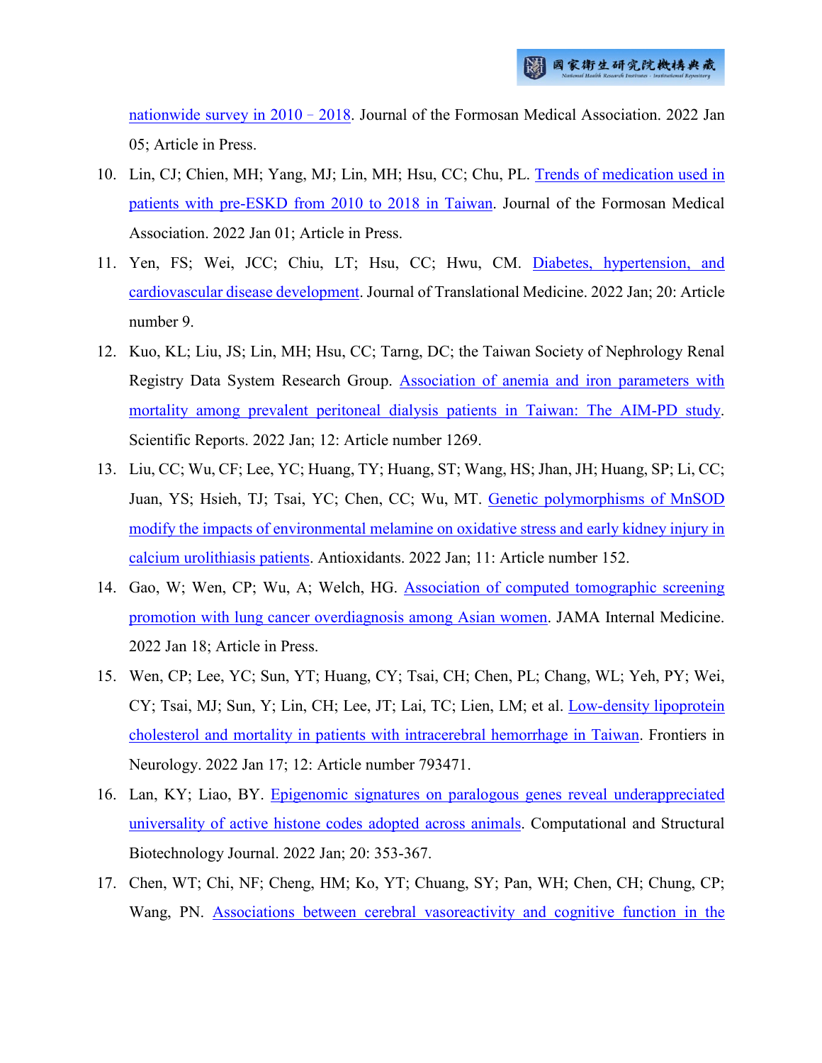nationwide survey in 2010 – 2018. Journal of the Formosan Medical Association. 2022 Jan 05; Article in Press.

10. Lin, CJ; Chien, MH; Yang, MJ; Lin, MH; Hsu, CC; Chu, PL. Trends of medication used in patients with pre-ESKD from 2010 to 2018 in Taiwan. Journal of the Formosan Medical Association. 2022 Jan 01; Article in Press.
11. Yen, FS; Wei, JCC; Chiu, LT; Hsu, CC; Hwu, CM. Diabetes, hypertension, and cardiovascular disease development. Journal of Translational Medicine. 2022 Jan; 20: Article number 9.
12. Kuo, KL; Liu, JS; Lin, MH; Hsu, CC; Tarng, DC; the Taiwan Society of Nephrology Renal Registry Data System Research Group. Association of anemia and iron parameters with mortality among prevalent peritoneal dialysis patients in Taiwan: The AIM-PD study. Scientific Reports. 2022 Jan; 12: Article number 1269.
13. Liu, CC; Wu, CF; Lee, YC; Huang, TY; Huang, ST; Wang, HS; Jhan, JH; Huang, SP; Li, CC; Juan, YS; Hsieh, TJ; Tsai, YC; Chen, CC; Wu, MT. Genetic polymorphisms of MnSOD modify the impacts of environmental melamine on oxidative stress and early kidney injury in calcium urolithiasis patients. Antioxidants. 2022 Jan; 11: Article number 152.
14. Gao, W; Wen, CP; Wu, A; Welch, HG. Association of computed tomographic screening promotion with lung cancer overdiagnosis among Asian women. JAMA Internal Medicine. 2022 Jan 18; Article in Press.
15. Wen, CP; Lee, YC; Sun, YT; Huang, CY; Tsai, CH; Chen, PL; Chang, WL; Yeh, PY; Wei, CY; Tsai, MJ; Sun, Y; Lin, CH; Lee, JT; Lai, TC; Lien, LM; et al. Low-density lipoprotein cholesterol and mortality in patients with intracerebral hemorrhage in Taiwan. Frontiers in Neurology. 2022 Jan 17; 12: Article number 793471.
16. Lan, KY; Liao, BY. Epigenomic signatures on paralogous genes reveal underappreciated universality of active histone codes adopted across animals. Computational and Structural Biotechnology Journal. 2022 Jan; 20: 353-367.
17. Chen, WT; Chi, NF; Cheng, HM; Ko, YT; Chuang, SY; Pan, WH; Chen, CH; Chung, CP; Wang, PN. Associations between cerebral vasoreactivity and cognitive function in the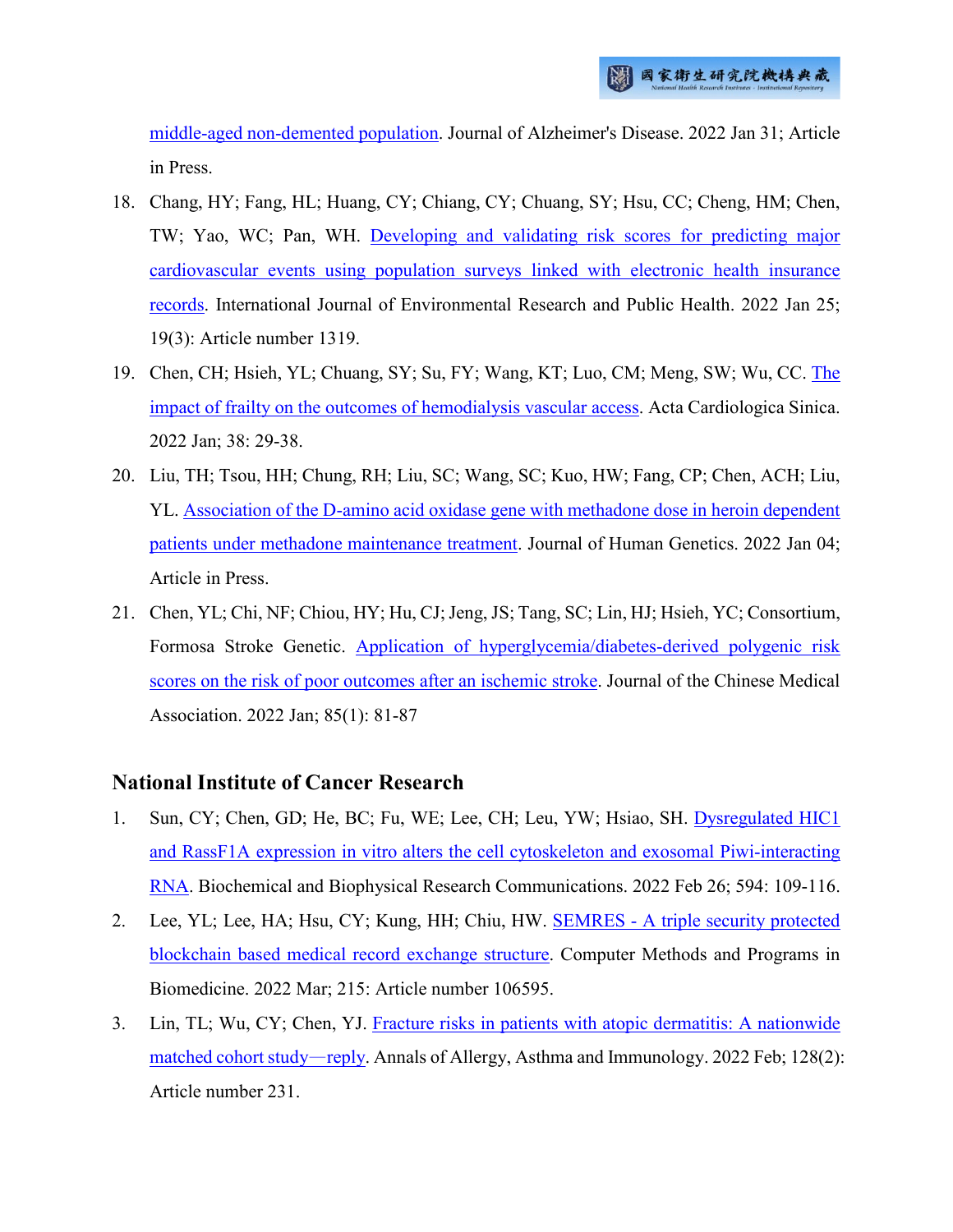middle-aged non-demented population. Journal of Alzheimer's Disease. 2022 Jan 31; Article in Press.

18. Chang, HY; Fang, HL; Huang, CY; Chiang, CY; Chuang, SY; Hsu, CC; Cheng, HM; Chen, TW; Yao, WC; Pan, WH. Developing and validating risk scores for predicting major cardiovascular events using population surveys linked with electronic health insurance records. International Journal of Environmental Research and Public Health. 2022 Jan 25; 19(3): Article number 1319.
19. Chen, CH; Hsieh, YL; Chuang, SY; Su, FY; Wang, KT; Luo, CM; Meng, SW; Wu, CC. The impact of frailty on the outcomes of hemodialysis vascular access. Acta Cardiologica Sinica. 2022 Jan; 38: 29-38.
20. Liu, TH; Tsou, HH; Chung, RH; Liu, SC; Wang, SC; Kuo, HW; Fang, CP; Chen, ACH; Liu, YL. Association of the D-amino acid oxidase gene with methadone dose in heroin dependent patients under methadone maintenance treatment. Journal of Human Genetics. 2022 Jan 04; Article in Press.
21. Chen, YL; Chi, NF; Chiou, HY; Hu, CJ; Jeng, JS; Tang, SC; Lin, HJ; Hsieh, YC; Consortium, Formosa Stroke Genetic. Application of hyperglycemia/diabetes-derived polygenic risk scores on the risk of poor outcomes after an ischemic stroke. Journal of the Chinese Medical Association. 2022 Jan; 85(1): 81-87

## National Institute of Cancer Research

1. Sun, CY; Chen, GD; He, BC; Fu, WE; Lee, CH; Leu, YW; Hsiao, SH. Dysregulated HIC1 and RassF1A expression in vitro alters the cell cytoskeleton and exosomal Piwi-interacting RNA. Biochemical and Biophysical Research Communications. 2022 Feb 26; 594: 109-116.
2. Lee, YL; Lee, HA; Hsu, CY; Kung, HH; Chiu, HW. SEMRES - A triple security protected blockchain based medical record exchange structure. Computer Methods and Programs in Biomedicine. 2022 Mar; 215: Article number 106595.
3. Lin, TL; Wu, CY; Chen, YJ. Fracture risks in patients with atopic dermatitis: A nationwide matched cohort study—reply. Annals of Allergy, Asthma and Immunology. 2022 Feb; 128(2): Article number 231.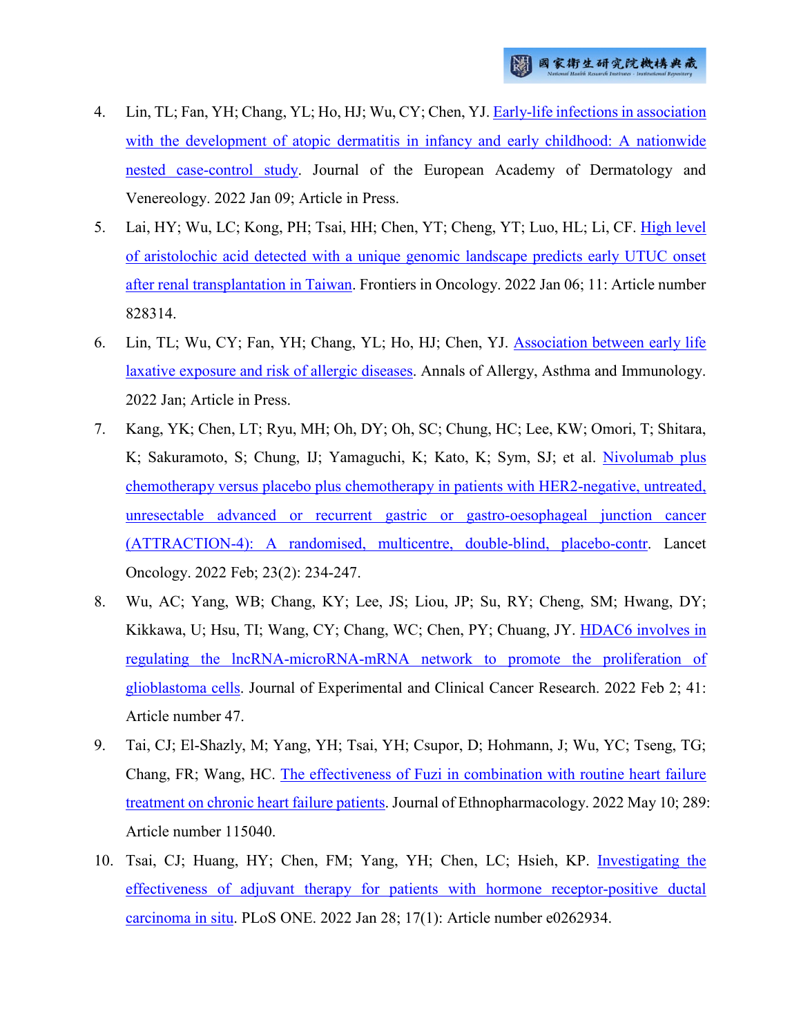4. Lin, TL; Fan, YH; Chang, YL; Ho, HJ; Wu, CY; Chen, YJ. Early-life infections in association with the development of atopic dermatitis in infancy and early childhood: A nationwide nested case-control study. Journal of the European Academy of Dermatology and Venereology. 2022 Jan 09; Article in Press.
5. Lai, HY; Wu, LC; Kong, PH; Tsai, HH; Chen, YT; Cheng, YT; Luo, HL; Li, CF. High level of aristolochic acid detected with a unique genomic landscape predicts early UTUC onset after renal transplantation in Taiwan. Frontiers in Oncology. 2022 Jan 06; 11: Article number 828314.
6. Lin, TL; Wu, CY; Fan, YH; Chang, YL; Ho, HJ; Chen, YJ. Association between early life laxative exposure and risk of allergic diseases. Annals of Allergy, Asthma and Immunology. 2022 Jan; Article in Press.
7. Kang, YK; Chen, LT; Ryu, MH; Oh, DY; Oh, SC; Chung, HC; Lee, KW; Omori, T; Shitara, K; Sakuramoto, S; Chung, IJ; Yamaguchi, K; Kato, K; Sym, SJ; et al. Nivolumab plus chemotherapy versus placebo plus chemotherapy in patients with HER2-negative, untreated, unresectable advanced or recurrent gastric or gastro-oesophageal junction cancer (ATTRACTION-4): A randomised, multicentre, double-blind, placebo-contr. Lancet Oncology. 2022 Feb; 23(2): 234-247.
8. Wu, AC; Yang, WB; Chang, KY; Lee, JS; Liou, JP; Su, RY; Cheng, SM; Hwang, DY; Kikkawa, U; Hsu, TI; Wang, CY; Chang, WC; Chen, PY; Chuang, JY. HDAC6 involves in regulating the lncRNA-microRNA-mRNA network to promote the proliferation of glioblastoma cells. Journal of Experimental and Clinical Cancer Research. 2022 Feb 2; 41: Article number 47.
9. Tai, CJ; El-Shazly, M; Yang, YH; Tsai, YH; Csupor, D; Hohmann, J; Wu, YC; Tseng, TG; Chang, FR; Wang, HC. The effectiveness of Fuzi in combination with routine heart failure treatment on chronic heart failure patients. Journal of Ethnopharmacology. 2022 May 10; 289: Article number 115040.
10. Tsai, CJ; Huang, HY; Chen, FM; Yang, YH; Chen, LC; Hsieh, KP. Investigating the effectiveness of adjuvant therapy for patients with hormone receptor-positive ductal carcinoma in situ. PLoS ONE. 2022 Jan 28; 17(1): Article number e0262934.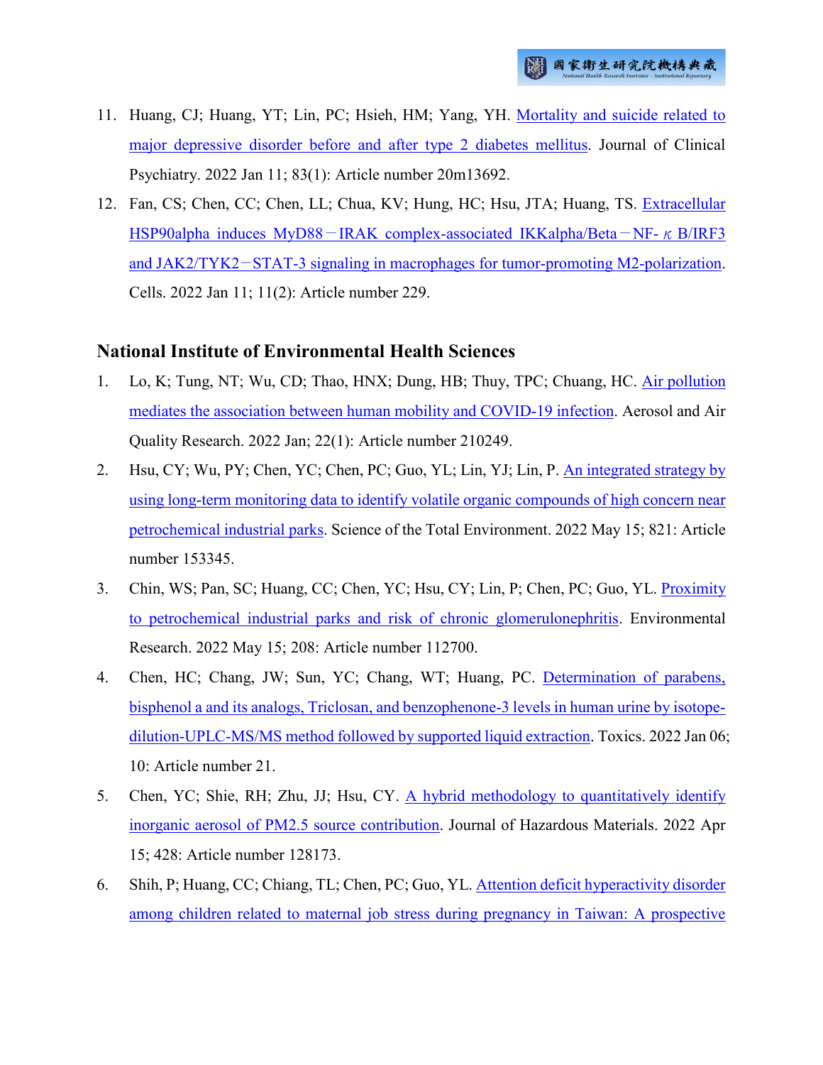11. Huang, CJ; Huang, YT; Lin, PC; Hsieh, HM; Yang, YH. Mortality and suicide related to major depressive disorder before and after type 2 diabetes mellitus. Journal of Clinical Psychiatry. 2022 Jan 11; 83(1): Article number 20m13692.
12. Fan, CS; Chen, CC; Chen, LL; Chua, KV; Hung, HC; Hsu, JTA; Huang, TS. Extracellular HSP90alpha induces MyD88－IRAK complex-associated IKKalpha/Beta－NF-κB/IRF3 and JAK2/TYK2－STAT-3 signaling in macrophages for tumor-promoting M2-polarization. Cells. 2022 Jan 11; 11(2): Article number 229.

## National Institute of Environmental Health Sciences

1. Lo, K; Tung, NT; Wu, CD; Thao, HNX; Dung, HB; Thuy, TPC; Chuang, HC. Air pollution mediates the association between human mobility and COVID-19 infection. Aerosol and Air Quality Research. 2022 Jan; 22(1): Article number 210249.
2. Hsu, CY; Wu, PY; Chen, YC; Chen, PC; Guo, YL; Lin, YJ; Lin, P. An integrated strategy by using long-term monitoring data to identify volatile organic compounds of high concern near petrochemical industrial parks. Science of the Total Environment. 2022 May 15; 821: Article number 153345.
3. Chin, WS; Pan, SC; Huang, CC; Chen, YC; Hsu, CY; Lin, P; Chen, PC; Guo, YL. Proximity to petrochemical industrial parks and risk of chronic glomerulonephritis. Environmental Research. 2022 May 15; 208: Article number 112700.
4. Chen, HC; Chang, JW; Sun, YC; Chang, WT; Huang, PC. Determination of parabens, bisphenol a and its analogs, Triclosan, and benzophenone-3 levels in human urine by isotope-dilution-UPLC-MS/MS method followed by supported liquid extraction. Toxics. 2022 Jan 06; 10: Article number 21.
5. Chen, YC; Shie, RH; Zhu, JJ; Hsu, CY. A hybrid methodology to quantitatively identify inorganic aerosol of PM2.5 source contribution. Journal of Hazardous Materials. 2022 Apr 15; 428: Article number 128173.
6. Shih, P; Huang, CC; Chiang, TL; Chen, PC; Guo, YL. Attention deficit hyperactivity disorder among children related to maternal job stress during pregnancy in Taiwan: A prospective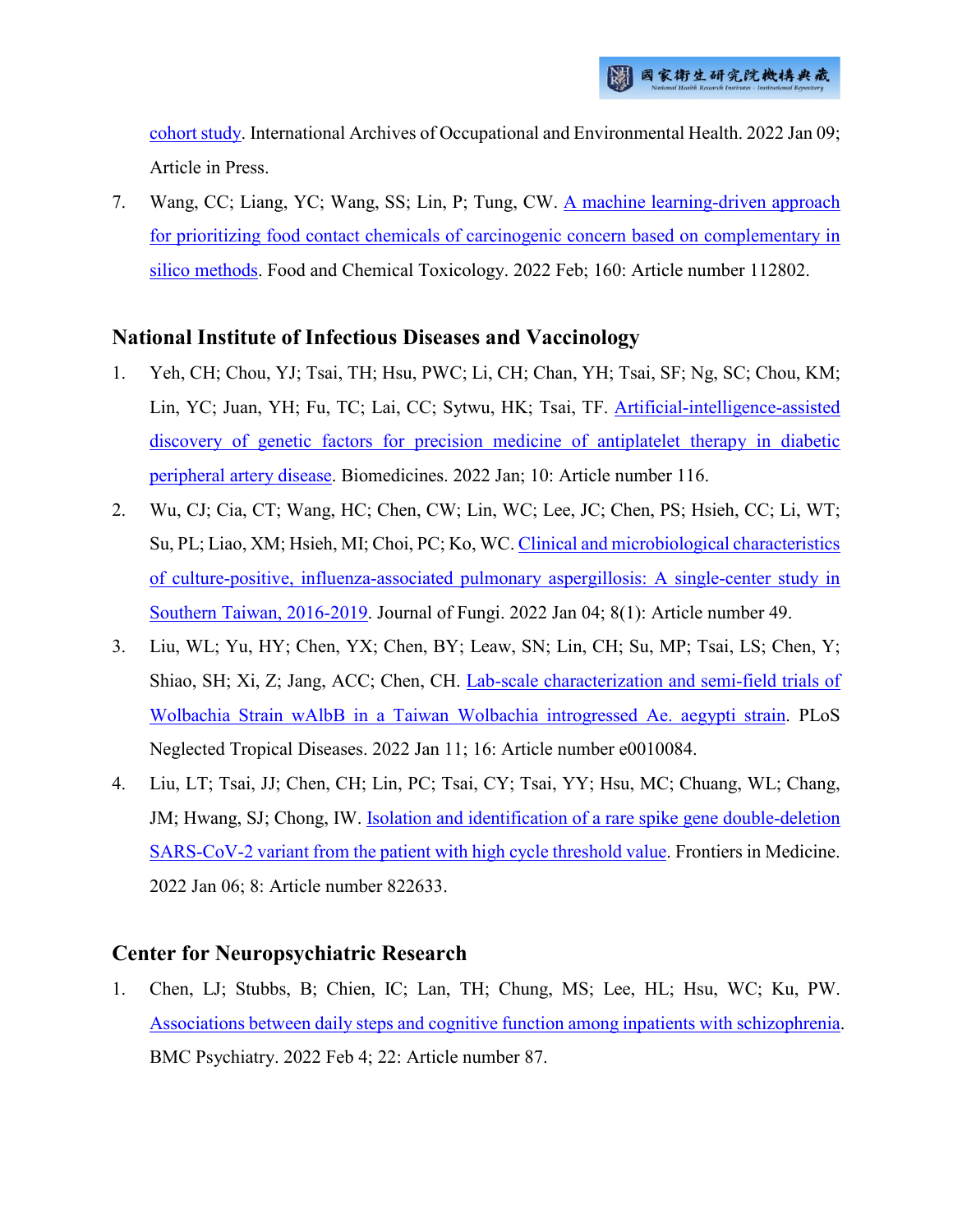cohort study. International Archives of Occupational and Environmental Health. 2022 Jan 09; Article in Press.

7. Wang, CC; Liang, YC; Wang, SS; Lin, P; Tung, CW. A machine learning-driven approach for prioritizing food contact chemicals of carcinogenic concern based on complementary in silico methods. Food and Chemical Toxicology. 2022 Feb; 160: Article number 112802.

## National Institute of Infectious Diseases and Vaccinology

1. Yeh, CH; Chou, YJ; Tsai, TH; Hsu, PWC; Li, CH; Chan, YH; Tsai, SF; Ng, SC; Chou, KM; Lin, YC; Juan, YH; Fu, TC; Lai, CC; Sytwu, HK; Tsai, TF. Artificial-intelligence-assisted discovery of genetic factors for precision medicine of antiplatelet therapy in diabetic peripheral artery disease. Biomedicines. 2022 Jan; 10: Article number 116.
2. Wu, CJ; Cia, CT; Wang, HC; Chen, CW; Lin, WC; Lee, JC; Chen, PS; Hsieh, CC; Li, WT; Su, PL; Liao, XM; Hsieh, MI; Choi, PC; Ko, WC. Clinical and microbiological characteristics of culture-positive, influenza-associated pulmonary aspergillosis: A single-center study in Southern Taiwan, 2016-2019. Journal of Fungi. 2022 Jan 04; 8(1): Article number 49.
3. Liu, WL; Yu, HY; Chen, YX; Chen, BY; Leaw, SN; Lin, CH; Su, MP; Tsai, LS; Chen, Y; Shiao, SH; Xi, Z; Jang, ACC; Chen, CH. Lab-scale characterization and semi-field trials of Wolbachia Strain wAlbB in a Taiwan Wolbachia introgressed Ae. aegypti strain. PLoS Neglected Tropical Diseases. 2022 Jan 11; 16: Article number e0010084.
4. Liu, LT; Tsai, JJ; Chen, CH; Lin, PC; Tsai, CY; Tsai, YY; Hsu, MC; Chuang, WL; Chang, JM; Hwang, SJ; Chong, IW. Isolation and identification of a rare spike gene double-deletion SARS-CoV-2 variant from the patient with high cycle threshold value. Frontiers in Medicine. 2022 Jan 06; 8: Article number 822633.

## Center for Neuropsychiatric Research

1. Chen, LJ; Stubbs, B; Chien, IC; Lan, TH; Chung, MS; Lee, HL; Hsu, WC; Ku, PW. Associations between daily steps and cognitive function among inpatients with schizophrenia. BMC Psychiatry. 2022 Feb 4; 22: Article number 87.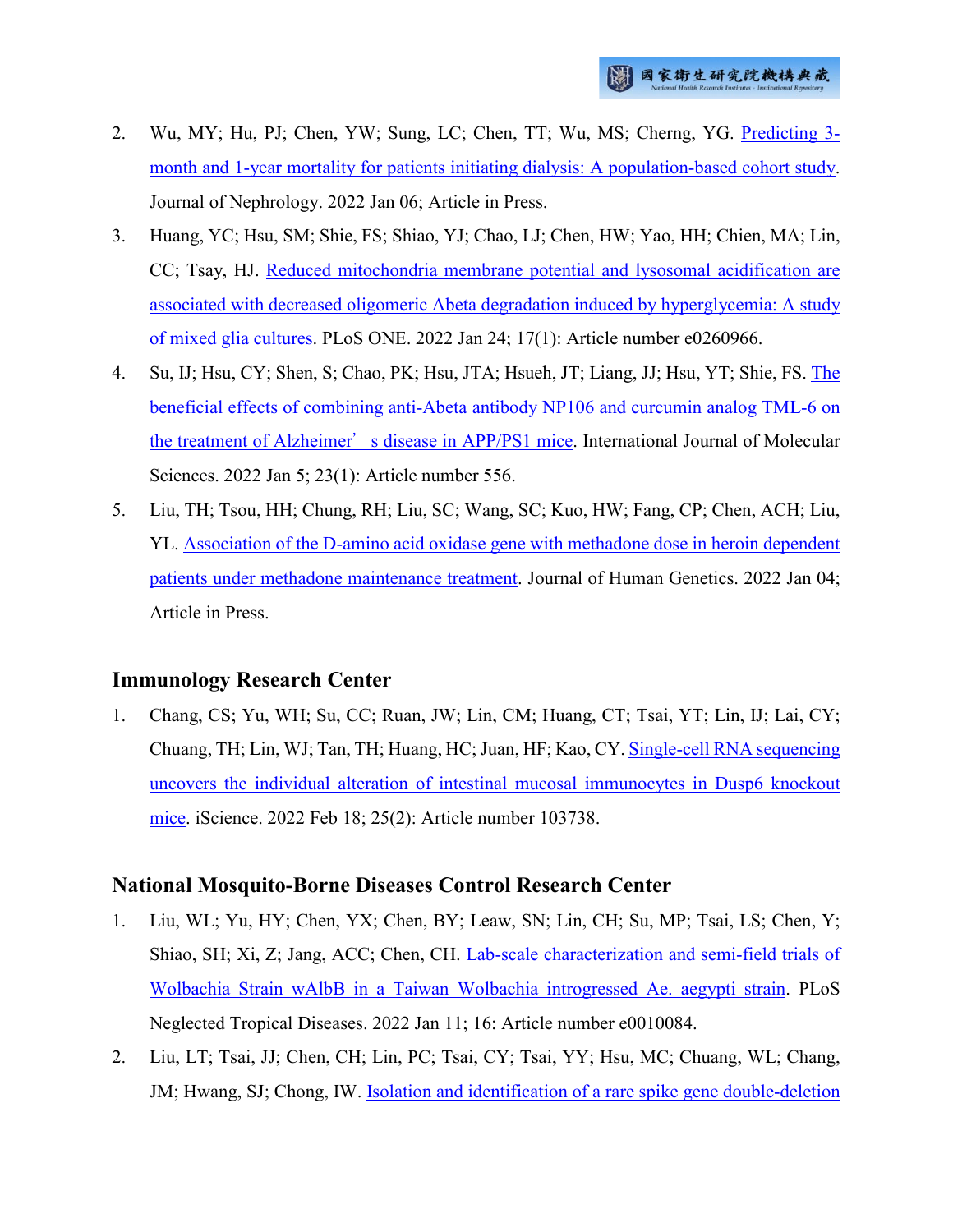2. Wu, MY; Hu, PJ; Chen, YW; Sung, LC; Chen, TT; Wu, MS; Cherng, YG. Predicting 3-month and 1-year mortality for patients initiating dialysis: A population-based cohort study. Journal of Nephrology. 2022 Jan 06; Article in Press.
3. Huang, YC; Hsu, SM; Shie, FS; Shiao, YJ; Chao, LJ; Chen, HW; Yao, HH; Chien, MA; Lin, CC; Tsay, HJ. Reduced mitochondria membrane potential and lysosomal acidification are associated with decreased oligomeric Abeta degradation induced by hyperglycemia: A study of mixed glia cultures. PLoS ONE. 2022 Jan 24; 17(1): Article number e0260966.
4. Su, IJ; Hsu, CY; Shen, S; Chao, PK; Hsu, JTA; Hsueh, JT; Liang, JJ; Hsu, YT; Shie, FS. The beneficial effects of combining anti-Abeta antibody NP106 and curcumin analog TML-6 on the treatment of Alzheimer's disease in APP/PS1 mice. International Journal of Molecular Sciences. 2022 Jan 5; 23(1): Article number 556.
5. Liu, TH; Tsou, HH; Chung, RH; Liu, SC; Wang, SC; Kuo, HW; Fang, CP; Chen, ACH; Liu, YL. Association of the D-amino acid oxidase gene with methadone dose in heroin dependent patients under methadone maintenance treatment. Journal of Human Genetics. 2022 Jan 04; Article in Press.

## Immunology Research Center

1. Chang, CS; Yu, WH; Su, CC; Ruan, JW; Lin, CM; Huang, CT; Tsai, YT; Lin, IJ; Lai, CY; Chuang, TH; Lin, WJ; Tan, TH; Huang, HC; Juan, HF; Kao, CY. Single-cell RNA sequencing uncovers the individual alteration of intestinal mucosal immunocytes in Dusp6 knockout mice. iScience. 2022 Feb 18; 25(2): Article number 103738.

## National Mosquito-Borne Diseases Control Research Center

1. Liu, WL; Yu, HY; Chen, YX; Chen, BY; Leaw, SN; Lin, CH; Su, MP; Tsai, LS; Chen, Y; Shiao, SH; Xi, Z; Jang, ACC; Chen, CH. Lab-scale characterization and semi-field trials of Wolbachia Strain wAlbB in a Taiwan Wolbachia introgressed Ae. aegypti strain. PLoS Neglected Tropical Diseases. 2022 Jan 11; 16: Article number e0010084.
2. Liu, LT; Tsai, JJ; Chen, CH; Lin, PC; Tsai, CY; Tsai, YY; Hsu, MC; Chuang, WL; Chang, JM; Hwang, SJ; Chong, IW. Isolation and identification of a rare spike gene double-deletion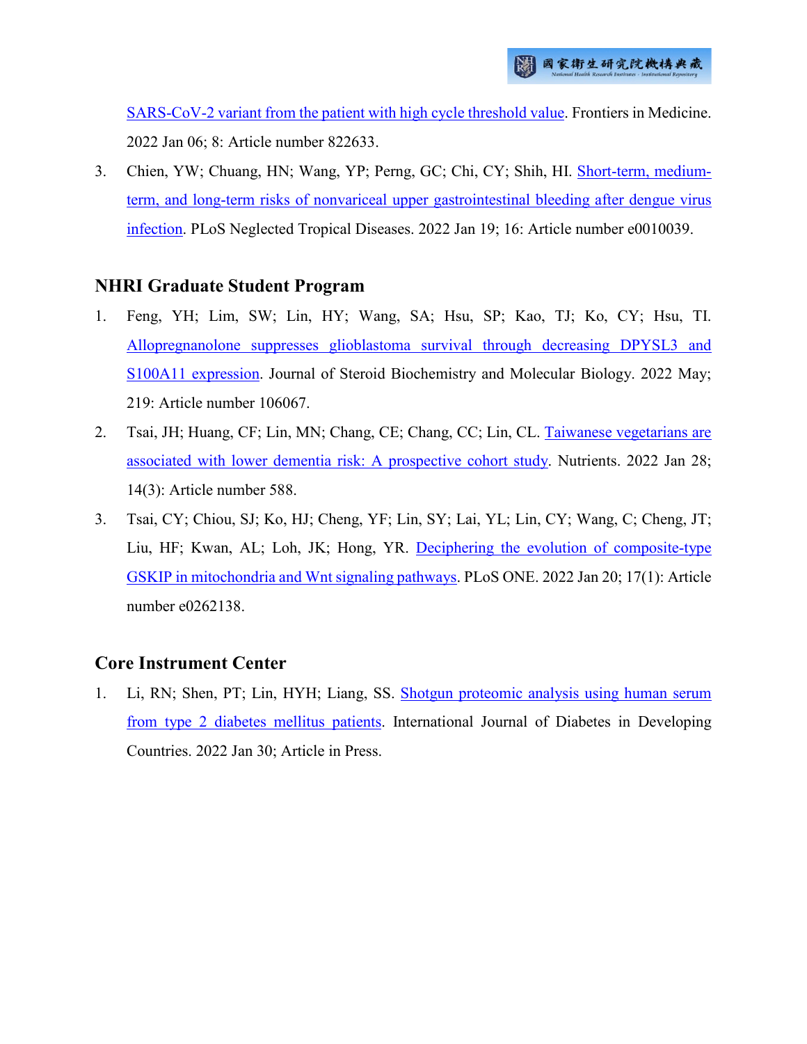SARS-CoV-2 variant from the patient with high cycle threshold value. Frontiers in Medicine. 2022 Jan 06; 8: Article number 822633.

3. Chien, YW; Chuang, HN; Wang, YP; Perng, GC; Chi, CY; Shih, HI. Short-term, medium-term, and long-term risks of nonvariceal upper gastrointestinal bleeding after dengue virus infection. PLoS Neglected Tropical Diseases. 2022 Jan 19; 16: Article number e0010039.

## NHRI Graduate Student Program

1. Feng, YH; Lim, SW; Lin, HY; Wang, SA; Hsu, SP; Kao, TJ; Ko, CY; Hsu, TI. Allopregnanolone suppresses glioblastoma survival through decreasing DPYSL3 and S100A11 expression. Journal of Steroid Biochemistry and Molecular Biology. 2022 May; 219: Article number 106067.
2. Tsai, JH; Huang, CF; Lin, MN; Chang, CE; Chang, CC; Lin, CL. Taiwanese vegetarians are associated with lower dementia risk: A prospective cohort study. Nutrients. 2022 Jan 28; 14(3): Article number 588.
3. Tsai, CY; Chiou, SJ; Ko, HJ; Cheng, YF; Lin, SY; Lai, YL; Lin, CY; Wang, C; Cheng, JT; Liu, HF; Kwan, AL; Loh, JK; Hong, YR. Deciphering the evolution of composite-type GSKIP in mitochondria and Wnt signaling pathways. PLoS ONE. 2022 Jan 20; 17(1): Article number e0262138.

## Core Instrument Center

1. Li, RN; Shen, PT; Lin, HYH; Liang, SS. Shotgun proteomic analysis using human serum from type 2 diabetes mellitus patients. International Journal of Diabetes in Developing Countries. 2022 Jan 30; Article in Press.